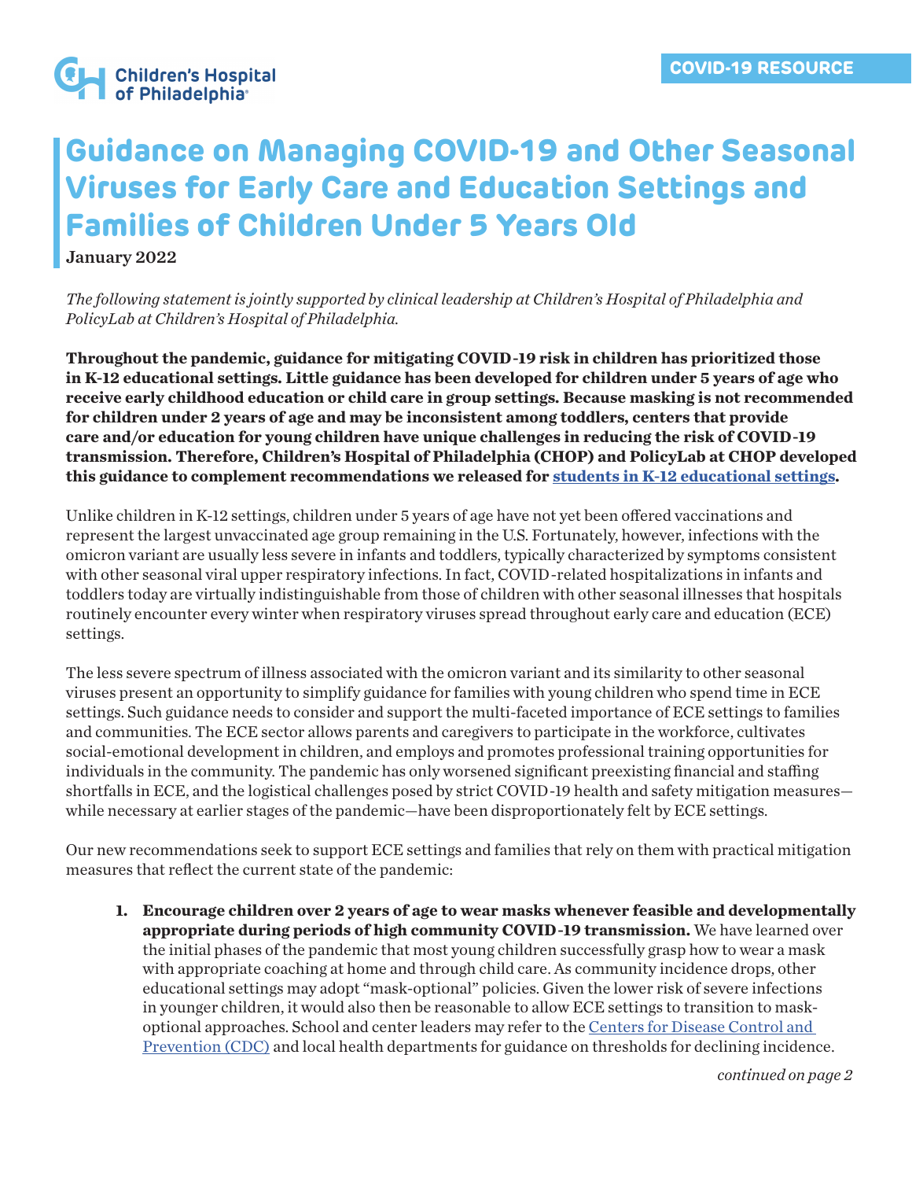Children's Hospital of Philadelphia

COVID-19 RESOURCE

# Guidance on Managing COVID-19 and Other Seasonal Viruses for Early Care and Education Settings and Families of Children Under 5 Years Old

**January 2022**

*The following statement is jointly supported by clinical leadership at Children's Hospital of Philadelphia and PolicyLab at Children's Hospital of Philadelphia.*

**Throughout the pandemic, guidance for mitigating COVID-19 risk in children has prioritized those in K-12 educational settings. Little guidance has been developed for children under 5 years of age who receive early childhood education or child care in group settings. Because masking is not recommended for children under 2 years of age and may be inconsistent among toddlers, centers that provide care and/or education for young children have unique challenges in reducing the risk of COVID-19 transmission. Therefore, Children's Hospital of Philadelphia (CHOP) and PolicyLab at CHOP developed this guidance to complement recommendations we released for [students in K-12 educational settings](#).**

Unlike children in K-12 settings, children under 5 years of age have not yet been offered vaccinations and represent the largest unvaccinated age group remaining in the U.S. Fortunately, however, infections with the omicron variant are usually less severe in infants and toddlers, typically characterized by symptoms consistent with other seasonal viral upper respiratory infections. In fact, COVID-related hospitalizations in infants and toddlers today are virtually indistinguishable from those of children with other seasonal illnesses that hospitals routinely encounter every winter when respiratory viruses spread throughout early care and education (ECE) settings.

The less severe spectrum of illness associated with the omicron variant and its similarity to other seasonal viruses present an opportunity to simplify guidance for families with young children who spend time in ECE settings. Such guidance needs to consider and support the multi-faceted importance of ECE settings to families and communities. The ECE sector allows parents and caregivers to participate in the workforce, cultivates social-emotional development in children, and employs and promotes professional training opportunities for individuals in the community. The pandemic has only worsened significant preexisting financial and staffing shortfalls in ECE, and the logistical challenges posed by strict COVID-19 health and safety mitigation measures—while necessary at earlier stages of the pandemic—have been disproportionately felt by ECE settings.

Our new recommendations seek to support ECE settings and families that rely on them with practical mitigation measures that reflect the current state of the pandemic:

1. **Encourage children over 2 years of age to wear masks whenever feasible and developmentally appropriate during periods of high community COVID-19 transmission.** We have learned over the initial phases of the pandemic that most young children successfully grasp how to wear a mask with appropriate coaching at home and through child care. As community incidence drops, other educational settings may adopt "mask-optional" policies. Given the lower risk of severe infections in younger children, it would also then be reasonable to allow ECE settings to transition to mask-optional approaches. School and center leaders may refer to the [Centers for Disease Control and Prevention (CDC)](#) and local health departments for guidance on thresholds for declining incidence.

*continued on page 2*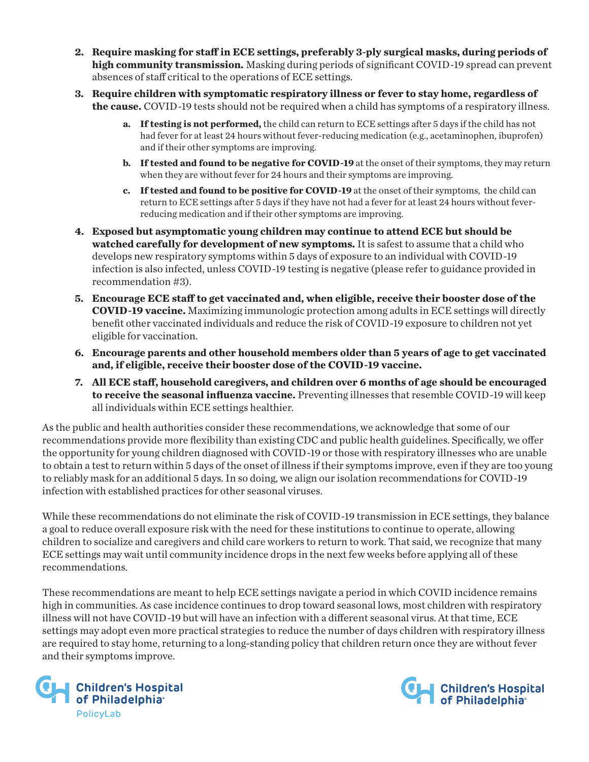2. **Require masking for staff in ECE settings, preferably 3-ply surgical masks, during periods of high community transmission.** Masking during periods of significant COVID-19 spread can prevent absences of staff critical to the operations of ECE settings.
3. **Require children with symptomatic respiratory illness or fever to stay home, regardless of the cause.** COVID-19 tests should not be required when a child has symptoms of a respiratory illness.
    a. **If testing is not performed,** the child can return to ECE settings after 5 days if the child has not had fever for at least 24 hours without fever-reducing medication (e.g., acetaminophen, ibuprofen) and if their other symptoms are improving.
    b. **If tested and found to be negative for COVID-19** at the onset of their symptoms, they may return when they are without fever for 24 hours and their symptoms are improving.
    c. **If tested and found to be positive for COVID-19** at the onset of their symptoms, the child can return to ECE settings after 5 days if they have not had a fever for at least 24 hours without fever-reducing medication and if their other symptoms are improving.
4. **Exposed but asymptomatic young children may continue to attend ECE but should be watched carefully for development of new symptoms.** It is safest to assume that a child who develops new respiratory symptoms within 5 days of exposure to an individual with COVID-19 infection is also infected, unless COVID-19 testing is negative (please refer to guidance provided in recommendation #3).
5. **Encourage ECE staff to get vaccinated and, when eligible, receive their booster dose of the COVID-19 vaccine.** Maximizing immunologic protection among adults in ECE settings will directly benefit other vaccinated individuals and reduce the risk of COVID-19 exposure to children not yet eligible for vaccination.
6. **Encourage parents and other household members older than 5 years of age to get vaccinated and, if eligible, receive their booster dose of the COVID-19 vaccine.**
7. **All ECE staff, household caregivers, and children over 6 months of age should be encouraged to receive the seasonal influenza vaccine.** Preventing illnesses that resemble COVID-19 will keep all individuals within ECE settings healthier.

As the public and health authorities consider these recommendations, we acknowledge that some of our recommendations provide more flexibility than existing CDC and public health guidelines. Specifically, we offer the opportunity for young children diagnosed with COVID-19 or those with respiratory illnesses who are unable to obtain a test to return within 5 days of the onset of illness if their symptoms improve, even if they are too young to reliably mask for an additional 5 days. In so doing, we align our isolation recommendations for COVID-19 infection with established practices for other seasonal viruses.

While these recommendations do not eliminate the risk of COVID-19 transmission in ECE settings, they balance a goal to reduce overall exposure risk with the need for these institutions to continue to operate, allowing children to socialize and caregivers and child care workers to return to work. That said, we recognize that many ECE settings may wait until community incidence drops in the next few weeks before applying all of these recommendations.

These recommendations are meant to help ECE settings navigate a period in which COVID incidence remains high in communities. As case incidence continues to drop toward seasonal lows, most children with respiratory illness will not have COVID-19 but will have an infection with a different seasonal virus. At that time, ECE settings may adopt even more practical strategies to reduce the number of days children with respiratory illness are required to stay home, returning to a long-standing policy that children return once they are without fever and their symptoms improve.

Children's Hospital of Philadelphia PolicyLab

Children's Hospital of Philadelphia